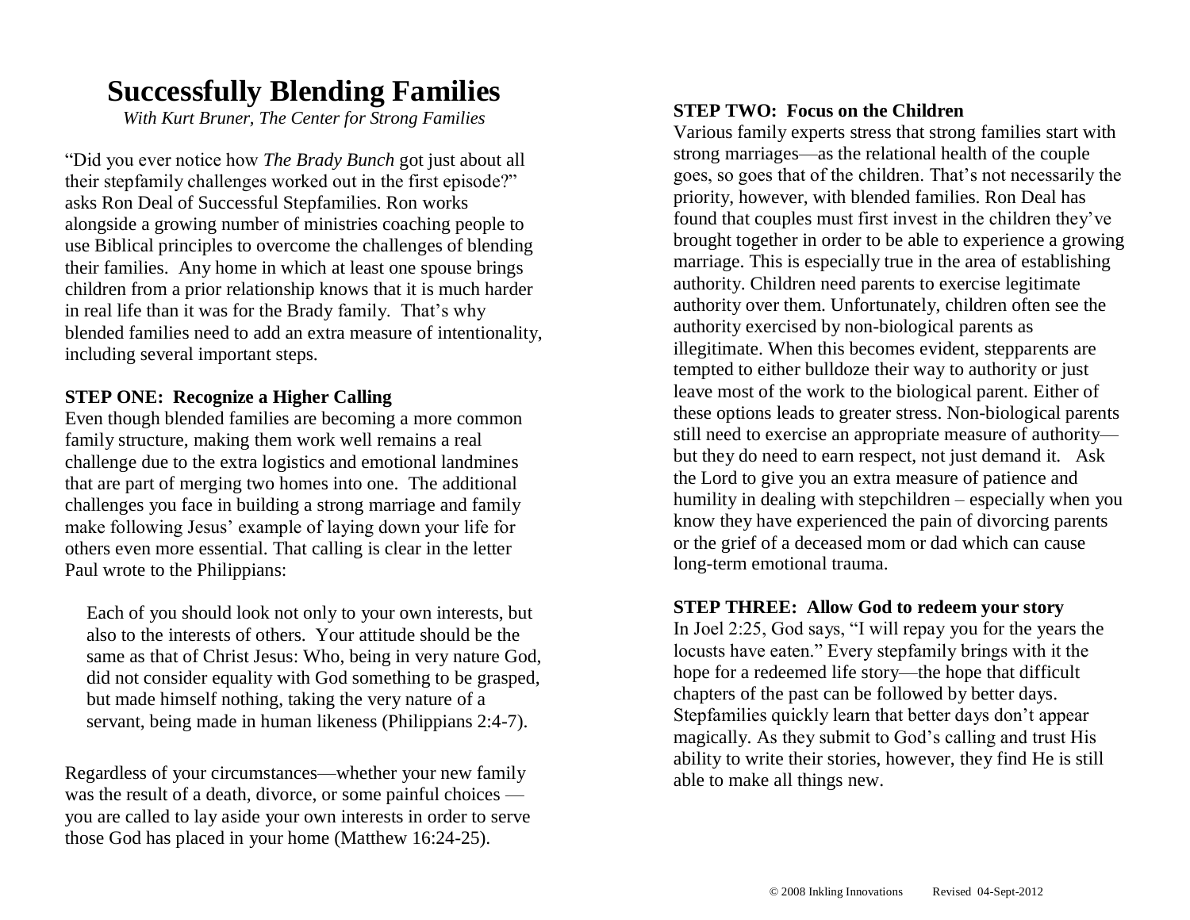# Successfully Blending Families

*With Kurt Bruner, The Center for Strong Families*

"Did you ever notice how *The Brady Bunch* got just about all their stepfamily challenges worked out in the first episode?" asks Ron Deal of Successful Stepfamilies. Ron works alongside a growing number of ministries coaching people to use Biblical principles to overcome the challenges of blending their families. Any home in which at least one spouse brings children from a prior relationship knows that it is much harder in real life than it was for the Brady family. That's why blended families need to add an extra measure of intentionality, including several important steps.

**STEP ONE: Recognize a Higher Calling**

Even though blended families are becoming a more common family structure, making them work well remains a real challenge due to the extra logistics and emotional landmines that are part of merging two homes into one. The additional challenges you face in building a strong marriage and family make following Jesus' example of laying down your life for others even more essential. That calling is clear in the letter Paul wrote to the Philippians:

> Each of you should look not only to your own interests, but also to the interests of others. Your attitude should be the same as that of Christ Jesus: Who, being in very nature God, did not consider equality with God something to be grasped, but made himself nothing, taking the very nature of a servant, being made in human likeness (Philippians 2:4-7).

Regardless of your circumstances—whether your new family was the result of a death, divorce, or some painful choices — you are called to lay aside your own interests in order to serve those God has placed in your home (Matthew 16:24-25).

**STEP TWO: Focus on the Children**

Various family experts stress that strong families start with strong marriages—as the relational health of the couple goes, so goes that of the children. That's not necessarily the priority, however, with blended families. Ron Deal has found that couples must first invest in the children they've brought together in order to be able to experience a growing marriage. This is especially true in the area of establishing authority. Children need parents to exercise legitimate authority over them. Unfortunately, children often see the authority exercised by non-biological parents as illegitimate. When this becomes evident, stepparents are tempted to either bulldoze their way to authority or just leave most of the work to the biological parent. Either of these options leads to greater stress. Non-biological parents still need to exercise an appropriate measure of authority—but they do need to earn respect, not just demand it. Ask the Lord to give you an extra measure of patience and humility in dealing with stepchildren – especially when you know they have experienced the pain of divorcing parents or the grief of a deceased mom or dad which can cause long-term emotional trauma.

**STEP THREE: Allow God to redeem your story**

In Joel 2:25, God says, "I will repay you for the years the locusts have eaten." Every stepfamily brings with it the hope for a redeemed life story—the hope that difficult chapters of the past can be followed by better days. Stepfamilies quickly learn that better days don't appear magically. As they submit to God's calling and trust His ability to write their stories, however, they find He is still able to make all things new.

© 2008 Inkling Innovations Revised 04-Sept-2012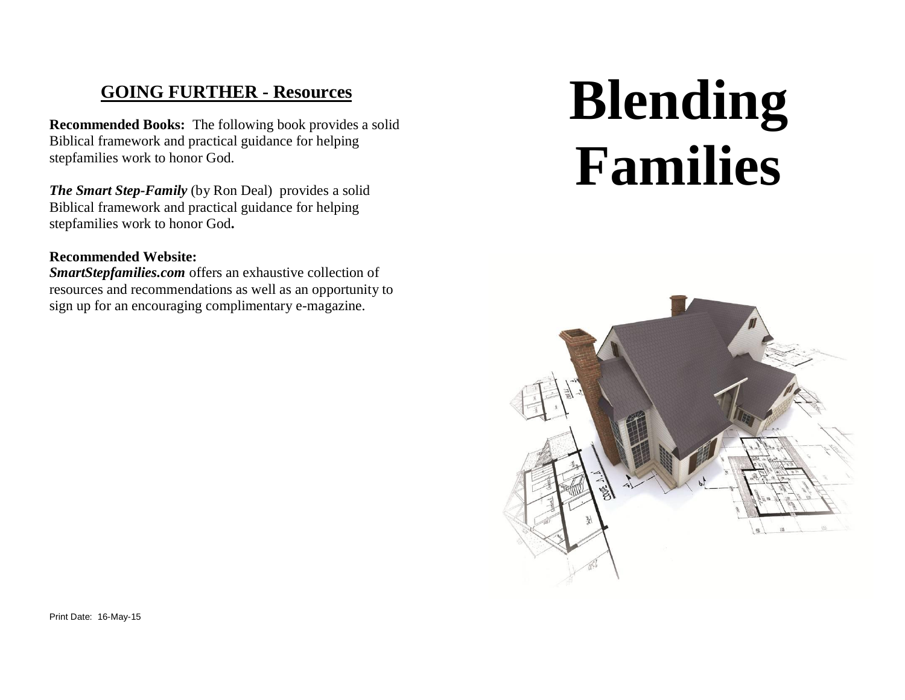## GOING FURTHER - Resources

**Recommended Books:** The following book provides a solid Biblical framework and practical guidance for helping stepfamilies work to honor God.

***The Smart Step-Family*** (by Ron Deal) provides a solid Biblical framework and practical guidance for helping stepfamilies work to honor God**.**

**Recommended Website:**
***SmartStepfamilies.com*** offers an exhaustive collection of resources and recommendations as well as an opportunity to sign up for an encouraging complimentary e-magazine.

Print Date: 16-May-15

# Blending Families